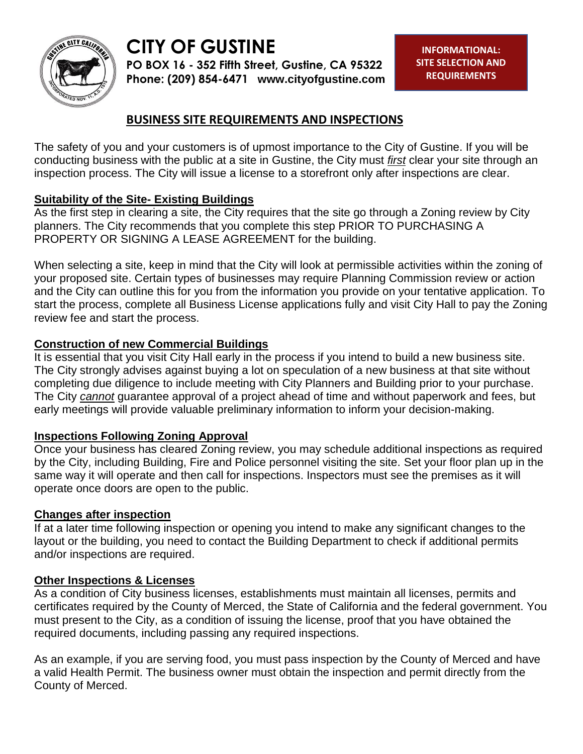# CITY OF GUSTINE

**PO BOX 16 - 352 Fifth Street, Gustine, CA 95322**
**Phone: (209) 854-6471 www.cityofgustine.com**

**INFORMATIONAL: SITE SELECTION AND REQUIREMENTS**

## BUSINESS SITE REQUIREMENTS AND INSPECTIONS

The safety of you and your customers is of upmost importance to the City of Gustine. If you will be conducting business with the public at a site in Gustine, the City must ***first*** clear your site through an inspection process. The City will issue a license to a storefront only after inspections are clear.

### Suitability of the Site- Existing Buildings

As the first step in clearing a site, the City requires that the site go through a Zoning review by City planners. The City recommends that you complete this step PRIOR TO PURCHASING A PROPERTY OR SIGNING A LEASE AGREEMENT for the building.

When selecting a site, keep in mind that the City will look at permissible activities within the zoning of your proposed site. Certain types of businesses may require Planning Commission review or action and the City can outline this for you from the information you provide on your tentative application. To start the process, complete all Business License applications fully and visit City Hall to pay the Zoning review fee and start the process.

### Construction of new Commercial Buildings

It is essential that you visit City Hall early in the process if you intend to build a new business site. The City strongly advises against buying a lot on speculation of a new business at that site without completing due diligence to include meeting with City Planners and Building prior to your purchase. The City ***cannot*** guarantee approval of a project ahead of time and without paperwork and fees, but early meetings will provide valuable preliminary information to inform your decision-making.

### Inspections Following Zoning Approval

Once your business has cleared Zoning review, you may schedule additional inspections as required by the City, including Building, Fire and Police personnel visiting the site. Set your floor plan up in the same way it will operate and then call for inspections. Inspectors must see the premises as it will operate once doors are open to the public.

### Changes after inspection

If at a later time following inspection or opening you intend to make any significant changes to the layout or the building, you need to contact the Building Department to check if additional permits and/or inspections are required.

### Other Inspections & Licenses

As a condition of City business licenses, establishments must maintain all licenses, permits and certificates required by the County of Merced, the State of California and the federal government. You must present to the City, as a condition of issuing the license, proof that you have obtained the required documents, including passing any required inspections.

As an example, if you are serving food, you must pass inspection by the County of Merced and have a valid Health Permit. The business owner must obtain the inspection and permit directly from the County of Merced.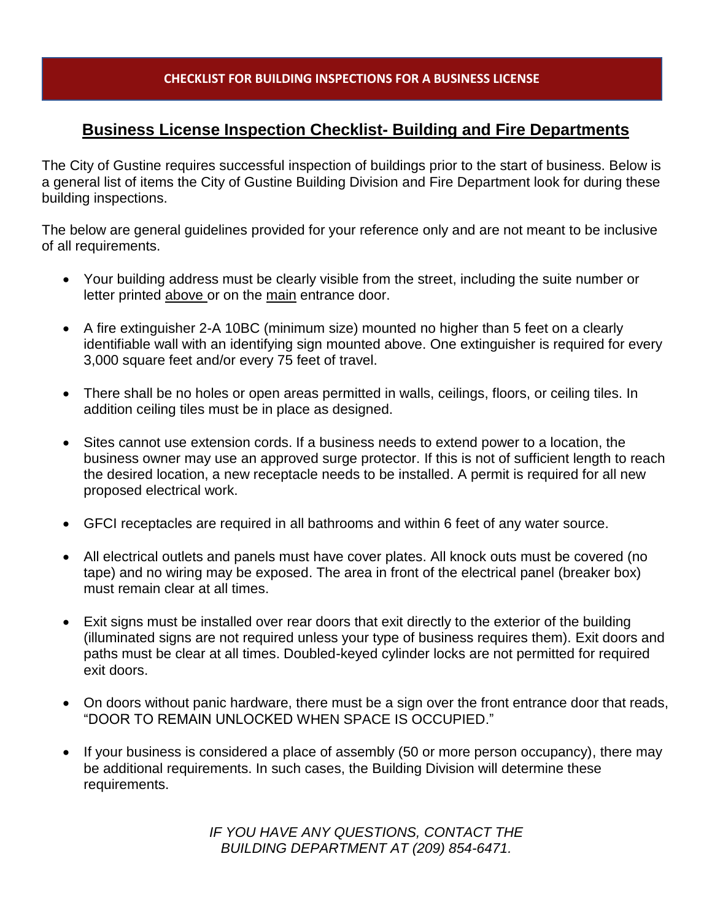**CHECKLIST FOR BUILDING INSPECTIONS FOR A BUSINESS LICENSE**

## Business License Inspection Checklist- Building and Fire Departments

The City of Gustine requires successful inspection of buildings prior to the start of business. Below is a general list of items the City of Gustine Building Division and Fire Department look for during these building inspections.

The below are general guidelines provided for your reference only and are not meant to be inclusive of all requirements.

- Your building address must be clearly visible from the street, including the suite number or letter printed above or on the main entrance door.
- A fire extinguisher 2-A 10BC (minimum size) mounted no higher than 5 feet on a clearly identifiable wall with an identifying sign mounted above. One extinguisher is required for every 3,000 square feet and/or every 75 feet of travel.
- There shall be no holes or open areas permitted in walls, ceilings, floors, or ceiling tiles. In addition ceiling tiles must be in place as designed.
- Sites cannot use extension cords. If a business needs to extend power to a location, the business owner may use an approved surge protector. If this is not of sufficient length to reach the desired location, a new receptacle needs to be installed. A permit is required for all new proposed electrical work.
- GFCI receptacles are required in all bathrooms and within 6 feet of any water source.
- All electrical outlets and panels must have cover plates. All knock outs must be covered (no tape) and no wiring may be exposed. The area in front of the electrical panel (breaker box) must remain clear at all times.
- Exit signs must be installed over rear doors that exit directly to the exterior of the building (illuminated signs are not required unless your type of business requires them). Exit doors and paths must be clear at all times. Doubled-keyed cylinder locks are not permitted for required exit doors.
- On doors without panic hardware, there must be a sign over the front entrance door that reads, "DOOR TO REMAIN UNLOCKED WHEN SPACE IS OCCUPIED."
- If your business is considered a place of assembly (50 or more person occupancy), there may be additional requirements. In such cases, the Building Division will determine these requirements.

*IF YOU HAVE ANY QUESTIONS, CONTACT THE BUILDING DEPARTMENT AT (209) 854-6471.*